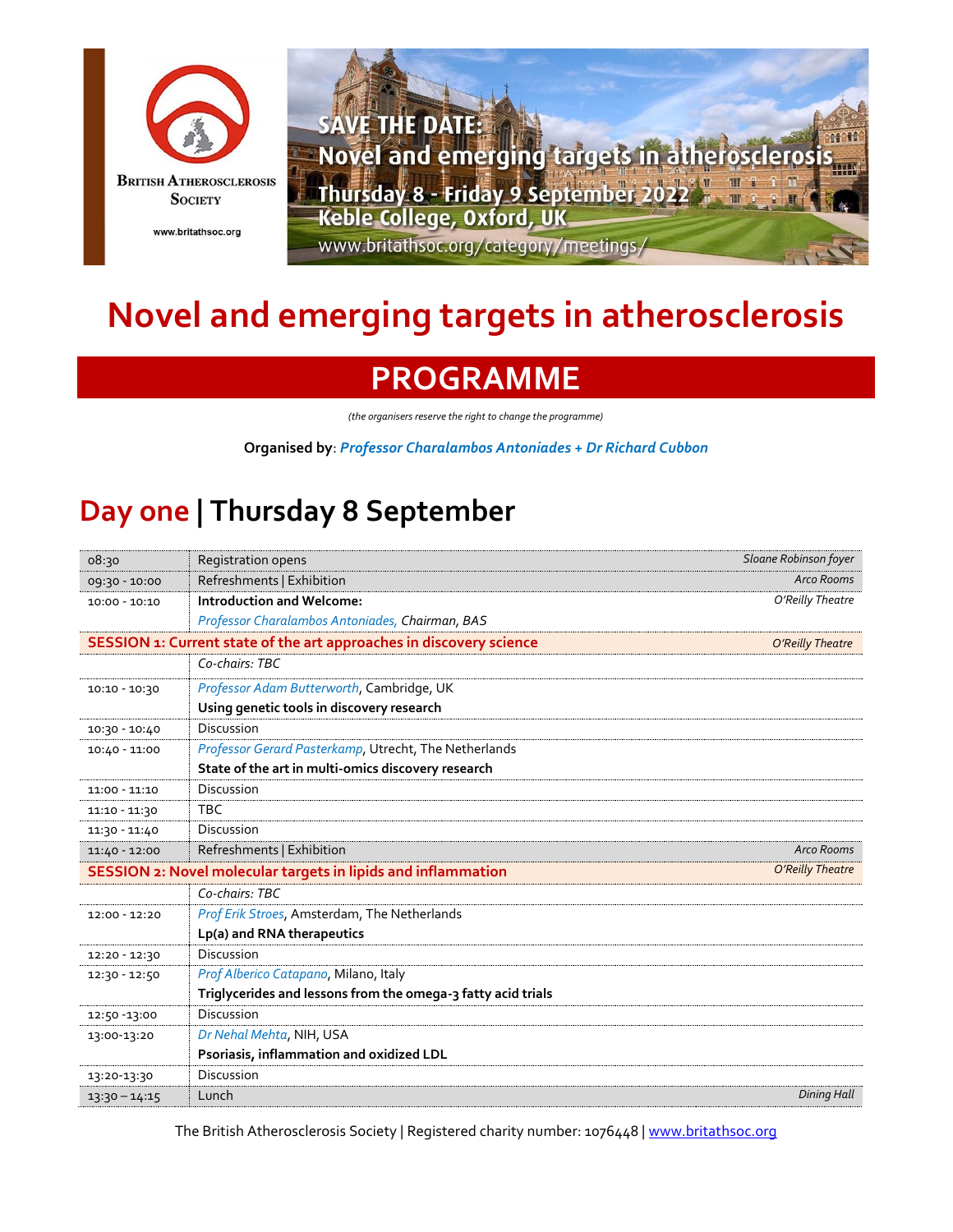British Atherosclerosis Society

www.britathsoc.org

SAVE THE DATE:
Novel and emerging targets in atherosclerosis
Thursday 8 - Friday 9 September 2022
Keble College, Oxford, UK
www.britathsoc.org/category/meetings/

# Novel and emerging targets in atherosclerosis

## PROGRAMME

*(the organisers reserve the right to change the programme)*

**Organised by**: ***Professor Charalambos Antoniades + Dr Richard Cubbon***

## Day one | Thursday 8 September

| Time | Item | Location |
|---|---|---|
| 08:30 | Registration opens | *Sloane Robinson foyer* |
| 09:30 - 10:00 | Refreshments \| Exhibition | *Arco Rooms* |
| 10:00 - 10:10 | **Introduction and Welcome:** | *O'Reilly Theatre* |
| | *Professor Charalambos Antoniades,* Chairman, BAS | |
| **SESSION 1: Current state of the art approaches in discovery science** | | *O'Reilly Theatre* |
| | *Co-chairs: TBC* | |
| 10:10 - 10:30 | *Professor Adam Butterworth*, Cambridge, UK | |
| | **Using genetic tools in discovery research** | |
| 10:30 - 10:40 | Discussion | |
| 10:40 - 11:00 | *Professor Gerard Pasterkamp*, Utrecht, The Netherlands | |
| | **State of the art in multi-omics discovery research** | |
| 11:00 - 11:10 | Discussion | |
| 11:10 - 11:30 | TBC | |
| 11:30 - 11:40 | Discussion | |
| 11:40 - 12:00 | Refreshments \| Exhibition | *Arco Rooms* |
| **SESSION 2: Novel molecular targets in lipids and inflammation** | | *O'Reilly Theatre* |
| | *Co-chairs: TBC* | |
| 12:00 - 12:20 | *Prof Erik Stroes*, Amsterdam, The Netherlands | |
| | **Lp(a) and RNA therapeutics** | |
| 12:20 - 12:30 | Discussion | |
| 12:30 - 12:50 | *Prof Alberico Catapano*, Milano, Italy | |
| | **Triglycerides and lessons from the omega-3 fatty acid trials** | |
| 12:50 -13:00 | Discussion | |
| 13:00-13:20 | *Dr Nehal Mehta*, NIH, USA | |
| | **Psoriasis, inflammation and oxidized LDL** | |
| 13:20-13:30 | Discussion | |
| 13:30 – 14:15 | Lunch | *Dining Hall* |

The British Atherosclerosis Society | Registered charity number: 1076448 | www.britathsoc.org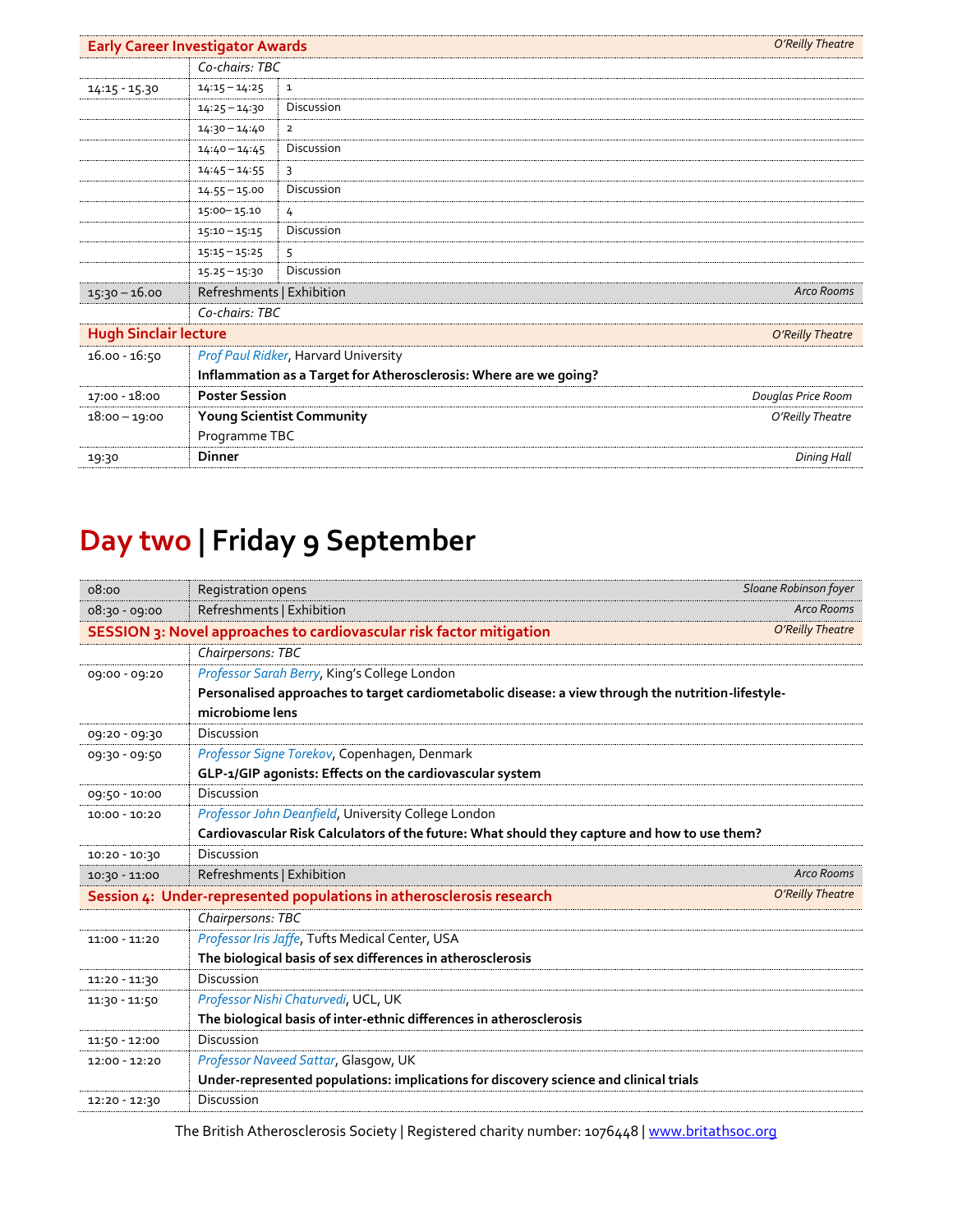| Early Career Investigator Awards | | | O'Reilly Theatre |
|---|---|---|---|
| | *Co-chairs: TBC* | | |
| 14:15 - 15.30 | 14:15 – 14:25 | 1 | |
| | 14:25 – 14:30 | Discussion | |
| | 14:30 – 14:40 | 2 | |
| | 14:40 – 14:45 | Discussion | |
| | 14:45 – 14:55 | 3 | |
| | 14.55 – 15.00 | Discussion | |
| | 15:00– 15.10 | 4 | |
| | 15:10 – 15:15 | Discussion | |
| | 15:15 – 15:25 | 5 | |
| | 15.25 – 15:30 | Discussion | |
| 15:30 – 16.00 | Refreshments \| Exhibition | | *Arco Rooms* |
| | *Co-chairs: TBC* | | |
| **Hugh Sinclair lecture** | | | *O'Reilly Theatre* |
| 16.00 - 16:50 | *Prof Paul Ridker*, Harvard University<br>**Inflammation as a Target for Atherosclerosis: Where are we going?** | | |
| 17:00 - 18:00 | **Poster Session** | | *Douglas Price Room* |
| 18:00 – 19:00 | **Young Scientist Community**<br>Programme TBC | | *O'Reilly Theatre* |
| 19:30 | **Dinner** | | *Dining Hall* |

# Day two | Friday 9 September

| | | |
|---|---|---|
| 08:00 | Registration opens | *Sloane Robinson foyer* |
| 08:30 - 09:00 | Refreshments \| Exhibition | *Arco Rooms* |
| **SESSION 3: Novel approaches to cardiovascular risk factor mitigation** | | *O'Reilly Theatre* |
| | *Chairpersons: TBC* | |
| 09:00 - 09:20 | *Professor Sarah Berry*, King's College London<br>**Personalised approaches to target cardiometabolic disease: a view through the nutrition-lifestyle-microbiome lens** | |
| 09:20 - 09:30 | Discussion | |
| 09:30 - 09:50 | *Professor Signe Torekov*, Copenhagen, Denmark<br>**GLP-1/GIP agonists: Effects on the cardiovascular system** | |
| 09:50 - 10:00 | Discussion | |
| 10:00 - 10:20 | *Professor John Deanfield*, University College London<br>**Cardiovascular Risk Calculators of the future: What should they capture and how to use them?** | |
| 10:20 - 10:30 | Discussion | |
| 10:30 - 11:00 | Refreshments \| Exhibition | *Arco Rooms* |
| **Session 4: Under-represented populations in atherosclerosis research** | | *O'Reilly Theatre* |
| | *Chairpersons: TBC* | |
| 11:00 - 11:20 | *Professor Iris Jaffe*, Tufts Medical Center, USA<br>**The biological basis of sex differences in atherosclerosis** | |
| 11:20 - 11:30 | Discussion | |
| 11:30 - 11:50 | *Professor Nishi Chaturvedi*, UCL, UK<br>**The biological basis of inter-ethnic differences in atherosclerosis** | |
| 11:50 - 12:00 | Discussion | |
| 12:00 - 12:20 | *Professor Naveed Sattar*, Glasgow, UK<br>**Under-represented populations: implications for discovery science and clinical trials** | |
| 12:20 - 12:30 | Discussion | |

The British Atherosclerosis Society | Registered charity number: 1076448 | www.britathsoc.org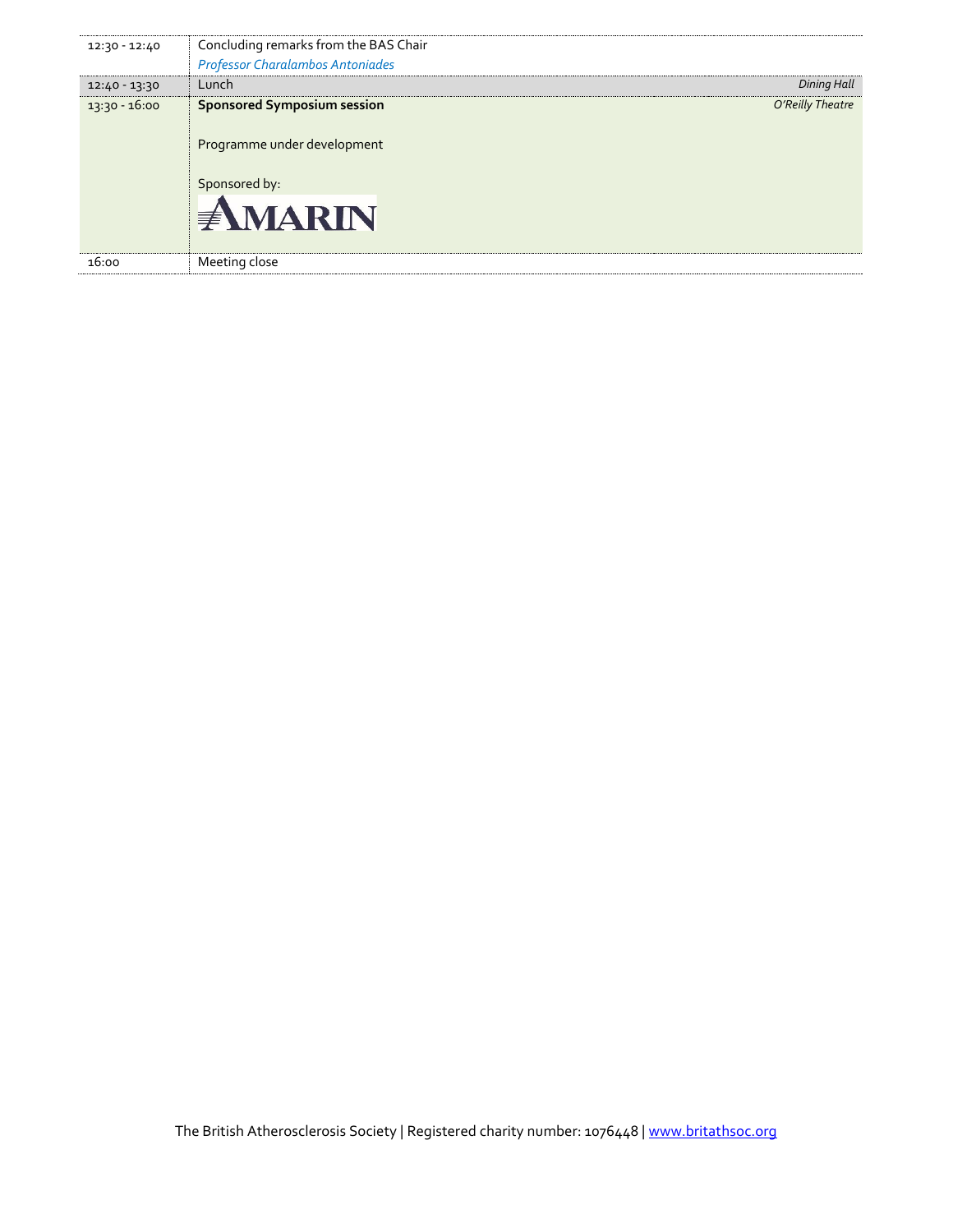| | | |
|---|---|---|
| 12:30 - 12:40 | Concluding remarks from the BAS Chair<br>*Professor Charalambos Antoniades* | |
| 12:40 - 13:30 | Lunch | *Dining Hall* |
| 13:30 - 16:00 | **Sponsored Symposium session**<br><br>Programme under development<br><br>Sponsored by:<br>AMARIN | *O'Reilly Theatre* |
| 16:00 | Meeting close | |

The British Atherosclerosis Society | Registered charity number: 1076448 | www.britathsoc.org